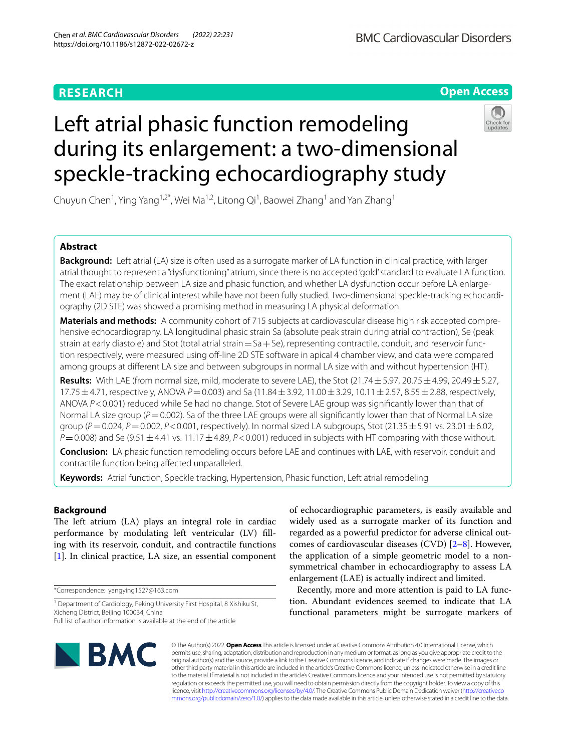# RESEARCH

**Open Access**

# Left atrial phasic function remodeling during its enlargement: a two-dimensional speckle-tracking echocardiography study

Chuyun Chen[1], Ying Yang[1,2*], Wei Ma[1,2], Litong Qi[1], Baowei Zhang[1] and Yan Zhang[1]

## Abstract

**Background:** Left atrial (LA) size is often used as a surrogate marker of LA function in clinical practice, with larger atrial thought to represent a "dysfunctioning" atrium, since there is no accepted 'gold' standard to evaluate LA function. The exact relationship between LA size and phasic function, and whether LA dysfunction occur before LA enlargement (LAE) may be of clinical interest while have not been fully studied. Two-dimensional speckle-tracking echocardiography (2D STE) was showed a promising method in measuring LA physical deformation.

**Materials and methods:** A community cohort of 715 subjects at cardiovascular disease high risk accepted comprehensive echocardiography. LA longitudinal phasic strain Sa (absolute peak strain during atrial contraction), Se (peak strain at early diastole) and Stot (total atrial strain = Sa + Se), representing contractile, conduit, and reservoir function respectively, were measured using off-line 2D STE software in apical 4 chamber view, and data were compared among groups at different LA size and between subgroups in normal LA size with and without hypertension (HT).

**Results:** With LAE (from normal size, mild, moderate to severe LAE), the Stot (21.74 ± 5.97, 20.75 ± 4.99, 20.49 ± 5.27, 17.75 ± 4.71, respectively, ANOVA $P = 0.003$) and Sa (11.84 ± 3.92, 11.00 ± 3.29, 10.11 ± 2.57, 8.55 ± 2.88, respectively, ANOVA $P < 0.001$) reduced while Se had no change. Stot of Severe LAE group was significantly lower than that of Normal LA size group ($P = 0.002$). Sa of the three LAE groups were all significantly lower than that of Normal LA size group ($P = 0.024$, $P = 0.002$, $P < 0.001$, respectively). In normal sized LA subgroups, Stot (21.35 ± 5.91 vs. 23.01 ± 6.02, $P = 0.008$) and Se (9.51 ± 4.41 vs. 11.17 ± 4.89, $P < 0.001$) reduced in subjects with HT comparing with those without.

**Conclusion:** LA phasic function remodeling occurs before LAE and continues with LAE, with reservoir, conduit and contractile function being affected unparalleled.

**Keywords:** Atrial function, Speckle tracking, Hypertension, Phasic function, Left atrial remodeling

## Background

The left atrium (LA) plays an integral role in cardiac performance by modulating left ventricular (LV) filling with its reservoir, conduit, and contractile functions [1]. In clinical practice, LA size, an essential component of echocardiographic parameters, is easily available and widely used as a surrogate marker of its function and regarded as a powerful predictor for adverse clinical outcomes of cardiovascular diseases (CVD) [2–8]. However, the application of a simple geometric model to a non-symmetrical chamber in echocardiography to assess LA enlargement (LAE) is actually indirect and limited.

Recently, more and more attention is paid to LA function. Abundant evidences seemed to indicate that LA functional parameters might be surrogate markers of

*Correspondence: yangying1527@163.com

[1] Department of Cardiology, Peking University First Hospital, 8 Xishiku St, Xicheng District, Beijing 100034, China

Full list of author information is available at the end of the article

© The Author(s) 2022. **Open Access** This article is licensed under a Creative Commons Attribution 4.0 International License, which permits use, sharing, adaptation, distribution and reproduction in any medium or format, as long as you give appropriate credit to the original author(s) and the source, provide a link to the Creative Commons licence, and indicate if changes were made. The images or other third party material in this article are included in the article's Creative Commons licence, unless indicated otherwise in a credit line to the material. If material is not included in the article's Creative Commons licence and your intended use is not permitted by statutory regulation or exceeds the permitted use, you will need to obtain permission directly from the copyright holder. To view a copy of this licence, visit http://creativecommons.org/licenses/by/4.0/. The Creative Commons Public Domain Dedication waiver (http://creativecommons.org/publicdomain/zero/1.0/) applies to the data made available in this article, unless otherwise stated in a credit line to the data.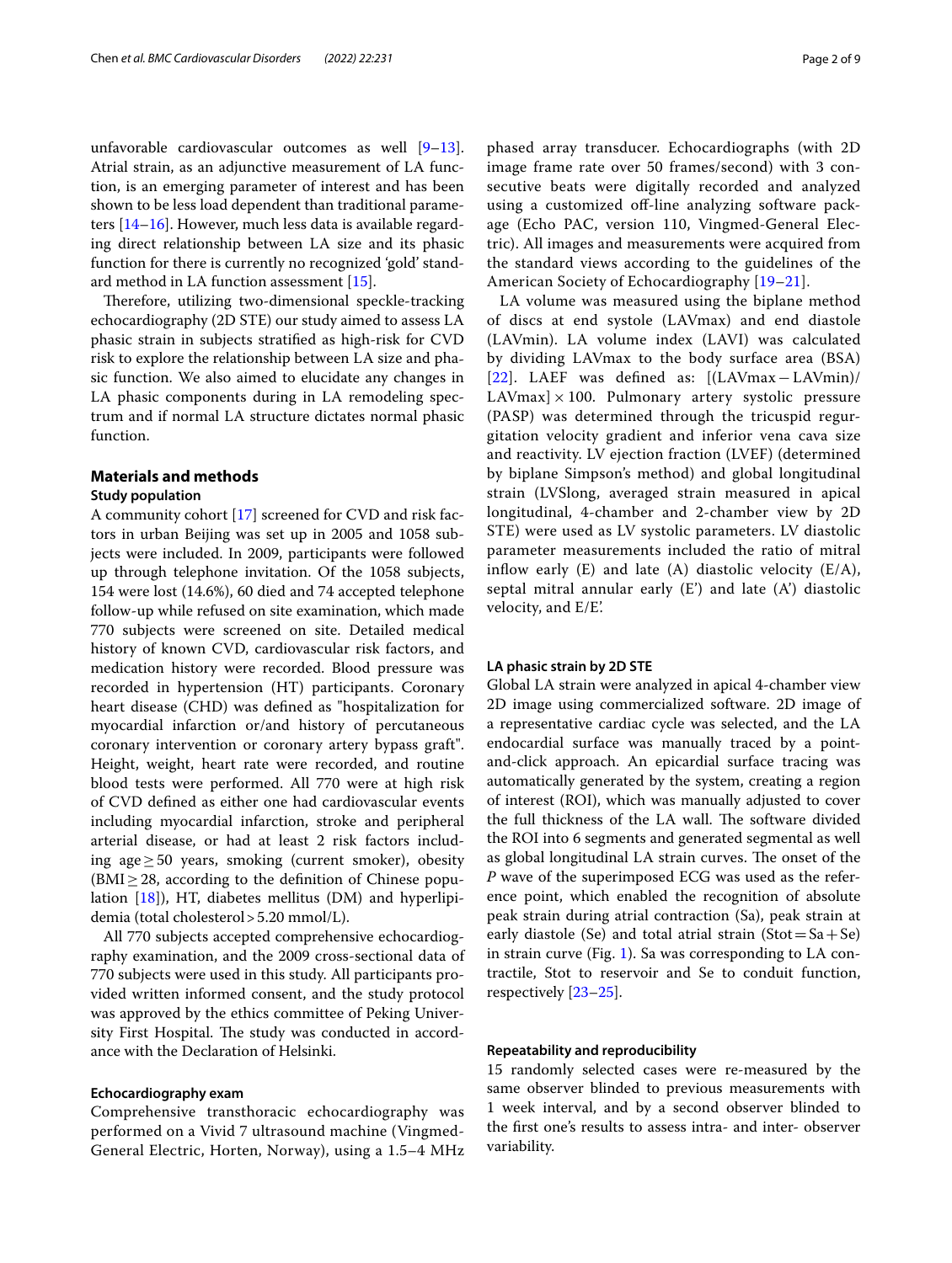unfavorable cardiovascular outcomes as well [9–13]. Atrial strain, as an adjunctive measurement of LA function, is an emerging parameter of interest and has been shown to be less load dependent than traditional parameters [14–16]. However, much less data is available regarding direct relationship between LA size and its phasic function for there is currently no recognized 'gold' standard method in LA function assessment [15].

Therefore, utilizing two-dimensional speckle-tracking echocardiography (2D STE) our study aimed to assess LA phasic strain in subjects stratified as high-risk for CVD risk to explore the relationship between LA size and phasic function. We also aimed to elucidate any changes in LA phasic components during in LA remodeling spectrum and if normal LA structure dictates normal phasic function.

## Materials and methods

### Study population

A community cohort [17] screened for CVD and risk factors in urban Beijing was set up in 2005 and 1058 subjects were included. In 2009, participants were followed up through telephone invitation. Of the 1058 subjects, 154 were lost (14.6%), 60 died and 74 accepted telephone follow-up while refused on site examination, which made 770 subjects were screened on site. Detailed medical history of known CVD, cardiovascular risk factors, and medication history were recorded. Blood pressure was recorded in hypertension (HT) participants. Coronary heart disease (CHD) was defined as "hospitalization for myocardial infarction or/and history of percutaneous coronary intervention or coronary artery bypass graft". Height, weight, heart rate were recorded, and routine blood tests were performed. All 770 were at high risk of CVD defined as either one had cardiovascular events including myocardial infarction, stroke and peripheral arterial disease, or had at least 2 risk factors including age ≥ 50 years, smoking (current smoker), obesity (BMI ≥ 28, according to the definition of Chinese population [18]), HT, diabetes mellitus (DM) and hyperlipidemia (total cholesterol > 5.20 mmol/L).

All 770 subjects accepted comprehensive echocardiography examination, and the 2009 cross-sectional data of 770 subjects were used in this study. All participants provided written informed consent, and the study protocol was approved by the ethics committee of Peking University First Hospital. The study was conducted in accordance with the Declaration of Helsinki.

### Echocardiography exam

Comprehensive transthoracic echocardiography was performed on a Vivid 7 ultrasound machine (Vingmed-General Electric, Horten, Norway), using a 1.5–4 MHz phased array transducer. Echocardiographs (with 2D image frame rate over 50 frames/second) with 3 consecutive beats were digitally recorded and analyzed using a customized off-line analyzing software package (Echo PAC, version 110, Vingmed-General Electric). All images and measurements were acquired from the standard views according to the guidelines of the American Society of Echocardiography [19–21].

LA volume was measured using the biplane method of discs at end systole (LAVmax) and end diastole (LAVmin). LA volume index (LAVI) was calculated by dividing LAVmax to the body surface area (BSA) [22]. LAEF was defined as: $[(\text{LAVmax} - \text{LAVmin})/\text{LAVmax}] \times 100$. Pulmonary artery systolic pressure (PASP) was determined through the tricuspid regurgitation velocity gradient and inferior vena cava size and reactivity. LV ejection fraction (LVEF) (determined by biplane Simpson's method) and global longitudinal strain (LVSlong, averaged strain measured in apical longitudinal, 4-chamber and 2-chamber view by 2D STE) were used as LV systolic parameters. LV diastolic parameter measurements included the ratio of mitral inflow early (E) and late (A) diastolic velocity (E/A), septal mitral annular early (E') and late (A') diastolic velocity, and E/E'.

### LA phasic strain by 2D STE

Global LA strain were analyzed in apical 4-chamber view 2D image using commercialized software. 2D image of a representative cardiac cycle was selected, and the LA endocardial surface was manually traced by a point-and-click approach. An epicardial surface tracing was automatically generated by the system, creating a region of interest (ROI), which was manually adjusted to cover the full thickness of the LA wall. The software divided the ROI into 6 segments and generated segmental as well as global longitudinal LA strain curves. The onset of the *P* wave of the superimposed ECG was used as the reference point, which enabled the recognition of absolute peak strain during atrial contraction (Sa), peak strain at early diastole (Se) and total atrial strain (Stot = Sa + Se) in strain curve (Fig. 1). Sa was corresponding to LA contractile, Stot to reservoir and Se to conduit function, respectively [23–25].

### Repeatability and reproducibility

15 randomly selected cases were re-measured by the same observer blinded to previous measurements with 1 week interval, and by a second observer blinded to the first one's results to assess intra- and inter- observer variability.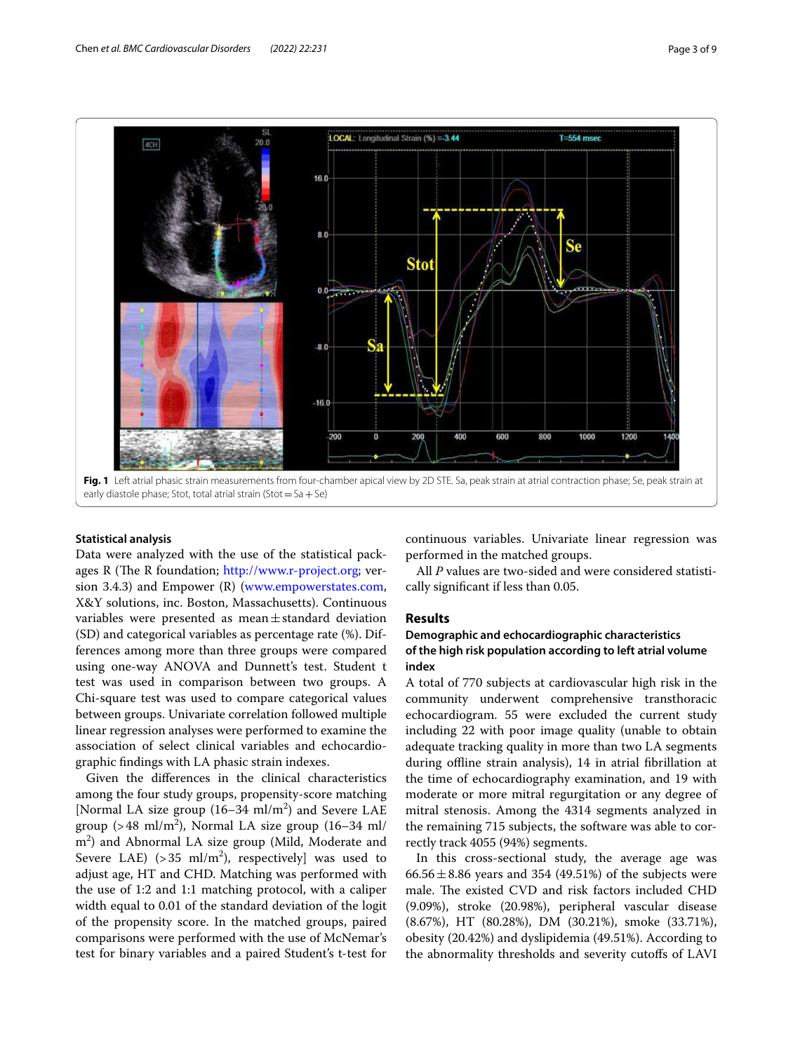LOCAL: Longitudinal Strain (%) =3.44

T=554 msec

4CH

SL

20.0

-20.0

16.0

8.0

0.0

-8.0

-16.0

-200

0

200

400

600

800

1000

1200

1400

Stot

Se

Sa

**Fig. 1** Left atrial phasic strain measurements from four-chamber apical view by 2D STE. Sa, peak strain at atrial contraction phase; Se, peak strain at early diastole phase; Stot, total atrial strain (Stot = Sa + Se)

### Statistical analysis

Data were analyzed with the use of the statistical packages R (The R foundation; http://www.r-project.org; version 3.4.3) and Empower (R) (www.empowerstates.com, X&Y solutions, inc. Boston, Massachusetts). Continuous variables were presented as mean ± standard deviation (SD) and categorical variables as percentage rate (%). Differences among more than three groups were compared using one-way ANOVA and Dunnett's test. Student t test was used in comparison between two groups. A Chi-square test was used to compare categorical values between groups. Univariate correlation followed multiple linear regression analyses were performed to examine the association of select clinical variables and echocardiographic findings with LA phasic strain indexes.

Given the differences in the clinical characteristics among the four study groups, propensity-score matching [Normal LA size group (16–34 ml/m$^2$) and Severe LAE group (>48 ml/m$^2$), Normal LA size group (16–34 ml/m$^2$) and Abnormal LA size group (Mild, Moderate and Severe LAE) (>35 ml/m$^2$), respectively] was used to adjust age, HT and CHD. Matching was performed with the use of 1:2 and 1:1 matching protocol, with a caliper width equal to 0.01 of the standard deviation of the logit of the propensity score. In the matched groups, paired comparisons were performed with the use of McNemar's test for binary variables and a paired Student's t-test for continuous variables. Univariate linear regression was performed in the matched groups.

All *P* values are two-sided and were considered statistically significant if less than 0.05.

## Results

### Demographic and echocardiographic characteristics of the high risk population according to left atrial volume index

A total of 770 subjects at cardiovascular high risk in the community underwent comprehensive transthoracic echocardiogram. 55 were excluded the current study including 22 with poor image quality (unable to obtain adequate tracking quality in more than two LA segments during offline strain analysis), 14 in atrial fibrillation at the time of echocardiography examination, and 19 with moderate or more mitral regurgitation or any degree of mitral stenosis. Among the 4314 segments analyzed in the remaining 715 subjects, the software was able to correctly track 4055 (94%) segments.

In this cross-sectional study, the average age was 66.56 ± 8.86 years and 354 (49.51%) of the subjects were male. The existed CVD and risk factors included CHD (9.09%), stroke (20.98%), peripheral vascular disease (8.67%), HT (80.28%), DM (30.21%), smoke (33.71%), obesity (20.42%) and dyslipidemia (49.51%). According to the abnormality thresholds and severity cutoffs of LAVI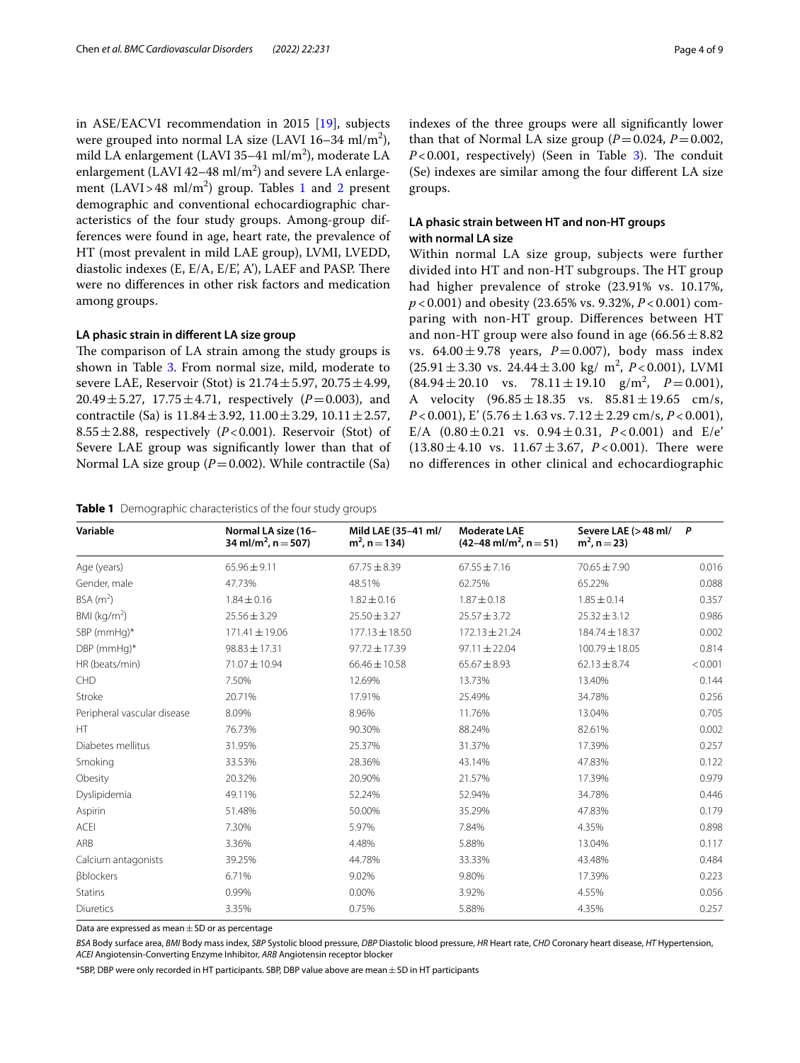in ASE/EACVI recommendation in 2015 [19], subjects were grouped into normal LA size (LAVI 16–34 ml/m$^2$), mild LA enlargement (LAVI 35–41 ml/m$^2$), moderate LA enlargement (LAVI 42–48 ml/m$^2$) and severe LA enlargement (LAVI > 48 ml/m$^2$) group. Tables 1 and 2 present demographic and conventional echocardiographic characteristics of the four study groups. Among-group differences were found in age, heart rate, the prevalence of HT (most prevalent in mild LAE group), LVMI, LVEDD, diastolic indexes (E, E/A, E/E', A'), LAEF and PASP. There were no differences in other risk factors and medication among groups.

### LA phasic strain in different LA size group

The comparison of LA strain among the study groups is shown in Table 3. From normal size, mild, moderate to severe LAE, Reservoir (Stot) is 21.74 ± 5.97, 20.75 ± 4.99, 20.49 ± 5.27, 17.75 ± 4.71, respectively ($P$ = 0.003), and contractile (Sa) is 11.84 ± 3.92, 11.00 ± 3.29, 10.11 ± 2.57, 8.55 ± 2.88, respectively ($P$ < 0.001). Reservoir (Stot) of Severe LAE group was significantly lower than that of Normal LA size group ($P$ = 0.002). While contractile (Sa) indexes of the three groups were all significantly lower than that of Normal LA size group ($P$ = 0.024, $P$ = 0.002, $P$ < 0.001, respectively) (Seen in Table 3). The conduit (Se) indexes are similar among the four different LA size groups.

### LA phasic strain between HT and non-HT groups with normal LA size

Within normal LA size group, subjects were further divided into HT and non-HT subgroups. The HT group had higher prevalence of stroke (23.91% vs. 10.17%, $p$ < 0.001) and obesity (23.65% vs. 9.32%, $P$ < 0.001) comparing with non-HT group. Differences between HT and non-HT group were also found in age (66.56 ± 8.82 vs. 64.00 ± 9.78 years, $P$ = 0.007), body mass index (25.91 ± 3.30 vs. 24.44 ± 3.00 kg/ m$^2$, $P$ < 0.001), LVMI (84.94 ± 20.10 vs. 78.11 ± 19.10 g/m$^2$, $P$ = 0.001), A velocity (96.85 ± 18.35 vs. 85.81 ± 19.65 cm/s, $P$ < 0.001), E' (5.76 ± 1.63 vs. 7.12 ± 2.29 cm/s, $P$ < 0.001), E/A (0.80 ± 0.21 vs. 0.94 ± 0.31, $P$ < 0.001) and E/e' (13.80 ± 4.10 vs. 11.67 ± 3.67, $P$ < 0.001). There were no differences in other clinical and echocardiographic

**Table 1** Demographic characteristics of the four study groups

| Variable | Normal LA size (16–34 ml/m$^2$, n = 507) | Mild LAE (35–41 ml/m$^2$, n = 134) | Moderate LAE (42–48 ml/m$^2$, n = 51) | Severe LAE (> 48 ml/m$^2$, n = 23) | $P$ |
|---|---|---|---|---|---|
| Age (years) | 65.96 ± 9.11 | 67.75 ± 8.39 | 67.55 ± 7.16 | 70.65 ± 7.90 | 0.016 |
| Gender, male | 47.73% | 48.51% | 62.75% | 65.22% | 0.088 |
| BSA (m$^2$) | 1.84 ± 0.16 | 1.82 ± 0.16 | 1.87 ± 0.18 | 1.85 ± 0.14 | 0.357 |
| BMI (kg/m$^2$) | 25.56 ± 3.29 | 25.50 ± 3.27 | 25.57 ± 3.72 | 25.32 ± 3.12 | 0.986 |
| SBP (mmHg)* | 171.41 ± 19.06 | 177.13 ± 18.50 | 172.13 ± 21.24 | 184.74 ± 18.37 | 0.002 |
| DBP (mmHg)* | 98.83 ± 17.31 | 97.72 ± 17.39 | 97.11 ± 22.04 | 100.79 ± 18.05 | 0.814 |
| HR (beats/min) | 71.07 ± 10.94 | 66.46 ± 10.58 | 65.67 ± 8.93 | 62.13 ± 8.74 | < 0.001 |
| CHD | 7.50% | 12.69% | 13.73% | 13.40% | 0.144 |
| Stroke | 20.71% | 17.91% | 25.49% | 34.78% | 0.256 |
| Peripheral vascular disease | 8.09% | 8.96% | 11.76% | 13.04% | 0.705 |
| HT | 76.73% | 90.30% | 88.24% | 82.61% | 0.002 |
| Diabetes mellitus | 31.95% | 25.37% | 31.37% | 17.39% | 0.257 |
| Smoking | 33.53% | 28.36% | 43.14% | 47.83% | 0.122 |
| Obesity | 20.32% | 20.90% | 21.57% | 17.39% | 0.979 |
| Dyslipidemia | 49.11% | 52.24% | 52.94% | 34.78% | 0.446 |
| Aspirin | 51.48% | 50.00% | 35.29% | 47.83% | 0.179 |
| ACEI | 7.30% | 5.97% | 7.84% | 4.35% | 0.898 |
| ARB | 3.36% | 4.48% | 5.88% | 13.04% | 0.117 |
| Calcium antagonists | 39.25% | 44.78% | 33.33% | 43.48% | 0.484 |
| βblockers | 6.71% | 9.02% | 9.80% | 17.39% | 0.223 |
| Statins | 0.99% | 0.00% | 3.92% | 4.55% | 0.056 |
| Diuretics | 3.35% | 0.75% | 5.88% | 4.35% | 0.257 |

Data are expressed as mean ± SD or as percentage

*BSA* Body surface area, *BMI* Body mass index, *SBP* Systolic blood pressure, *DBP* Diastolic blood pressure, *HR* Heart rate, *CHD* Coronary heart disease, *HT* Hypertension, *ACEI* Angiotensin-Converting Enzyme Inhibitor, *ARB* Angiotensin receptor blocker

*SBP, DBP were only recorded in HT participants. SBP, DBP value above are mean ± SD in HT participants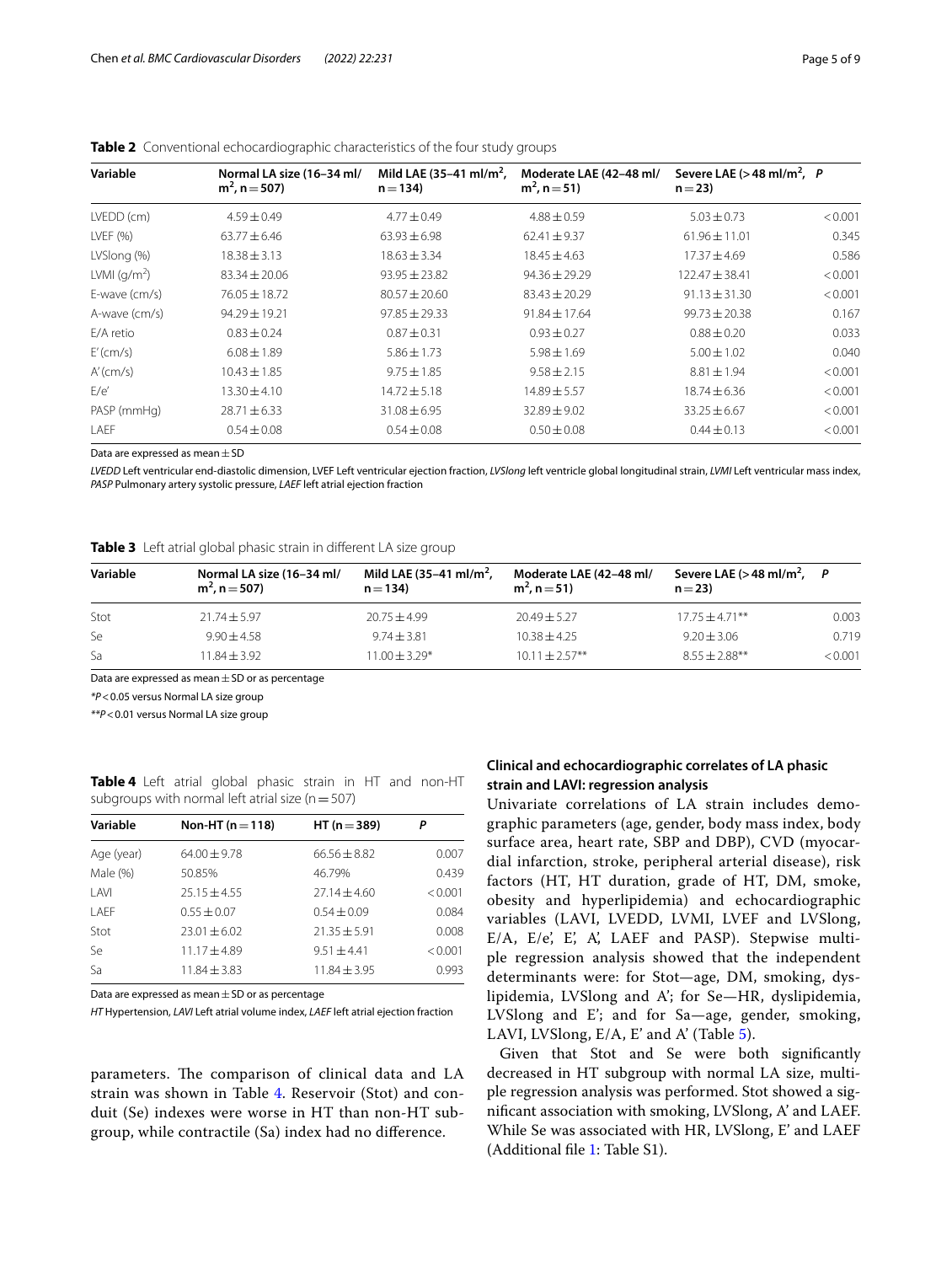**Table 2** Conventional echocardiographic characteristics of the four study groups

| Variable | Normal LA size (16–34 ml/m², n = 507) | Mild LAE (35–41 ml/m², n = 134) | Moderate LAE (42–48 ml/m², n = 51) | Severe LAE (> 48 ml/m², n = 23) | P |
|---|---|---|---|---|---|
| LVEDD (cm) | 4.59 ± 0.49 | 4.77 ± 0.49 | 4.88 ± 0.59 | 5.03 ± 0.73 | < 0.001 |
| LVEF (%) | 63.77 ± 6.46 | 63.93 ± 6.98 | 62.41 ± 9.37 | 61.96 ± 11.01 | 0.345 |
| LVSlong (%) | 18.38 ± 3.13 | 18.63 ± 3.34 | 18.45 ± 4.63 | 17.37 ± 4.69 | 0.586 |
| LVMI (g/m²) | 83.34 ± 20.06 | 93.95 ± 23.82 | 94.36 ± 29.29 | 122.47 ± 38.41 | < 0.001 |
| E-wave (cm/s) | 76.05 ± 18.72 | 80.57 ± 20.60 | 83.43 ± 20.29 | 91.13 ± 31.30 | < 0.001 |
| A-wave (cm/s) | 94.29 ± 19.21 | 97.85 ± 29.33 | 91.84 ± 17.64 | 99.73 ± 20.38 | 0.167 |
| E/A retio | 0.83 ± 0.24 | 0.87 ± 0.31 | 0.93 ± 0.27 | 0.88 ± 0.20 | 0.033 |
| E′ (cm/s) | 6.08 ± 1.89 | 5.86 ± 1.73 | 5.98 ± 1.69 | 5.00 ± 1.02 | 0.040 |
| A′ (cm/s) | 10.43 ± 1.85 | 9.75 ± 1.85 | 9.58 ± 2.15 | 8.81 ± 1.94 | < 0.001 |
| E/e′ | 13.30 ± 4.10 | 14.72 ± 5.18 | 14.89 ± 5.57 | 18.74 ± 6.36 | < 0.001 |
| PASP (mmHg) | 28.71 ± 6.33 | 31.08 ± 6.95 | 32.89 ± 9.02 | 33.25 ± 6.67 | < 0.001 |
| LAEF | 0.54 ± 0.08 | 0.54 ± 0.08 | 0.50 ± 0.08 | 0.44 ± 0.13 | < 0.001 |

Data are expressed as mean ± SD

*LVEDD* Left ventricular end-diastolic dimension, LVEF Left ventricular ejection fraction, *LVSlong* left ventricle global longitudinal strain, *LVMI* Left ventricular mass index, *PASP* Pulmonary artery systolic pressure, *LAEF* left atrial ejection fraction

**Table 3** Left atrial global phasic strain in different LA size group

| Variable | Normal LA size (16–34 ml/m², n = 507) | Mild LAE (35–41 ml/m², n = 134) | Moderate LAE (42–48 ml/m², n = 51) | Severe LAE (> 48 ml/m², n = 23) | P |
|---|---|---|---|---|---|
| Stot | 21.74 ± 5.97 | 20.75 ± 4.99 | 20.49 ± 5.27 | 17.75 ± 4.71** | 0.003 |
| Se | 9.90 ± 4.58 | 9.74 ± 3.81 | 10.38 ± 4.25 | 9.20 ± 3.06 | 0.719 |
| Sa | 11.84 ± 3.92 | 11.00 ± 3.29* | 10.11 ± 2.57** | 8.55 ± 2.88** | < 0.001 |

Data are expressed as mean ± SD or as percentage

*$P < 0.05$ versus Normal LA size group

**$P < 0.01$ versus Normal LA size group

**Table 4** Left atrial global phasic strain in HT and non-HT subgroups with normal left atrial size (n = 507)

| Variable | Non-HT (n = 118) | HT (n = 389) | P |
|---|---|---|---|
| Age (year) | 64.00 ± 9.78 | 66.56 ± 8.82 | 0.007 |
| Male (%) | 50.85% | 46.79% | 0.439 |
| LAVI | 25.15 ± 4.55 | 27.14 ± 4.60 | < 0.001 |
| LAEF | 0.55 ± 0.07 | 0.54 ± 0.09 | 0.084 |
| Stot | 23.01 ± 6.02 | 21.35 ± 5.91 | 0.008 |
| Se | 11.17 ± 4.89 | 9.51 ± 4.41 | < 0.001 |
| Sa | 11.84 ± 3.83 | 11.84 ± 3.95 | 0.993 |

Data are expressed as mean ± SD or as percentage

*HT* Hypertension, *LAVI* Left atrial volume index, *LAEF* left atrial ejection fraction

parameters. The comparison of clinical data and LA strain was shown in Table 4. Reservoir (Stot) and conduit (Se) indexes were worse in HT than non-HT subgroup, while contractile (Sa) index had no difference.

## Clinical and echocardiographic correlates of LA phasic strain and LAVI: regression analysis

Univariate correlations of LA strain includes demographic parameters (age, gender, body mass index, body surface area, heart rate, SBP and DBP), CVD (myocardial infarction, stroke, peripheral arterial disease), risk factors (HT, HT duration, grade of HT, DM, smoke, obesity and hyperlipidemia) and echocardiographic variables (LAVI, LVEDD, LVMI, LVEF and LVSlong, E/A, E/e', E', A', LAEF and PASP). Stepwise multiple regression analysis showed that the independent determinants were: for Stot—age, DM, smoking, dyslipidemia, LVSlong and A'; for Se—HR, dyslipidemia, LVSlong and E'; and for Sa—age, gender, smoking, LAVI, LVSlong, E/A, E' and A' (Table 5).

Given that Stot and Se were both significantly decreased in HT subgroup with normal LA size, multiple regression analysis was performed. Stot showed a significant association with smoking, LVSlong, A' and LAEF. While Se was associated with HR, LVSlong, E' and LAEF (Additional file 1: Table S1).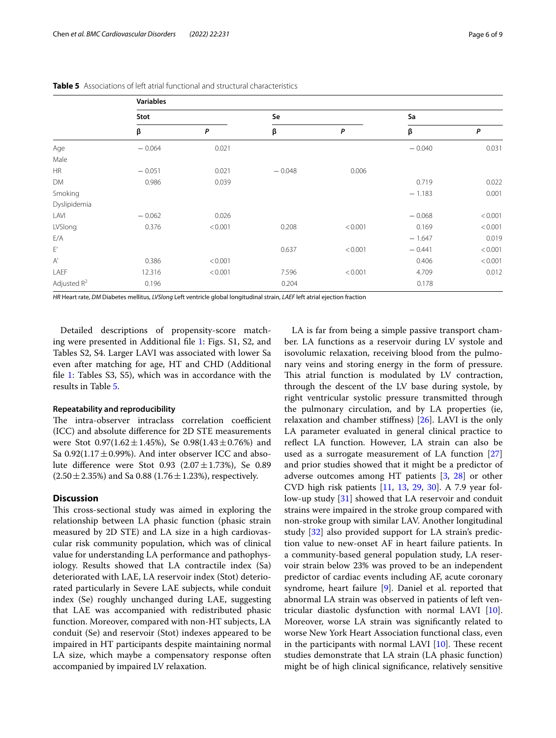**Table 5** Associations of left atrial functional and structural characteristics

| | Variables | | | | | |
|---|---|---|---|---|---|---|
| | Stot | | Se | | Sa | |
| | β | *P* | β | *P* | β | *P* |
| Age | − 0.064 | 0.021 | | | − 0.040 | 0.031 |
| Male | | | | | | |
| HR | − 0.051 | 0.021 | − 0.048 | 0.006 | | |
| DM | 0.986 | 0.039 | | | 0.719 | 0.022 |
| Smoking | | | | | − 1.183 | 0.001 |
| Dyslipidemia | | | | | | |
| LAVI | − 0.062 | 0.026 | | | − 0.068 | < 0.001 |
| LVSlong | 0.376 | < 0.001 | 0.208 | < 0.001 | 0.169 | < 0.001 |
| E/A | | | | | − 1.647 | 0.019 |
| E′ | | | 0.637 | < 0.001 | − 0.441 | < 0.001 |
| A′ | 0.386 | < 0.001 | | | 0.406 | < 0.001 |
| LAEF | 12.316 | < 0.001 | 7.596 | < 0.001 | 4.709 | 0.012 |
| Adjusted $R^2$ | 0.196 | | 0.204 | | 0.178 | |

*HR* Heart rate, *DM* Diabetes mellitus, *LVSlong* Left ventricle global longitudinal strain, *LAEF* left atrial ejection fraction

Detailed descriptions of propensity-score matching were presented in Additional file 1: Figs. S1, S2, and Tables S2, S4. Larger LAVI was associated with lower Sa even after matching for age, HT and CHD (Additional file 1: Tables S3, S5), which was in accordance with the results in Table 5.

#### Repeatability and reproducibility

The intra-observer intraclass correlation coefficient (ICC) and absolute difference for 2D STE measurements were Stot 0.97(1.62 ± 1.45%), Se 0.98(1.43 ± 0.76%) and Sa 0.92(1.17 ± 0.99%). And inter observer ICC and absolute difference were Stot 0.93 (2.07 ± 1.73%), Se 0.89 (2.50 ± 2.35%) and Sa 0.88 (1.76 ± 1.23%), respectively.

## Discussion

This cross-sectional study was aimed in exploring the relationship between LA phasic function (phasic strain measured by 2D STE) and LA size in a high cardiovascular risk community population, which was of clinical value for understanding LA performance and pathophysiology. Results showed that LA contractile index (Sa) deteriorated with LAE, LA reservoir index (Stot) deteriorated particularly in Severe LAE subjects, while conduit index (Se) roughly unchanged during LAE, suggesting that LAE was accompanied with redistributed phasic function. Moreover, compared with non-HT subjects, LA conduit (Se) and reservoir (Stot) indexes appeared to be impaired in HT participants despite maintaining normal LA size, which maybe a compensatory response often accompanied by impaired LV relaxation.

LA is far from being a simple passive transport chamber. LA functions as a reservoir during LV systole and isovolumic relaxation, receiving blood from the pulmonary veins and storing energy in the form of pressure. This atrial function is modulated by LV contraction, through the descent of the LV base during systole, by right ventricular systolic pressure transmitted through the pulmonary circulation, and by LA properties (ie, relaxation and chamber stiffness) [26]. LAVI is the only LA parameter evaluated in general clinical practice to reflect LA function. However, LA strain can also be used as a surrogate measurement of LA function [27] and prior studies showed that it might be a predictor of adverse outcomes among HT patients [3, 28] or other CVD high risk patients [11, 13, 29, 30]. A 7.9 year follow-up study [31] showed that LA reservoir and conduit strains were impaired in the stroke group compared with non-stroke group with similar LAV. Another longitudinal study [32] also provided support for LA strain's prediction value to new-onset AF in heart failure patients. In a community-based general population study, LA reservoir strain below 23% was proved to be an independent predictor of cardiac events including AF, acute coronary syndrome, heart failure [9]. Daniel et al. reported that abnormal LA strain was observed in patients of left ventricular diastolic dysfunction with normal LAVI [10]. Moreover, worse LA strain was significantly related to worse New York Heart Association functional class, even in the participants with normal LAVI [10]. These recent studies demonstrate that LA strain (LA phasic function) might be of high clinical significance, relatively sensitive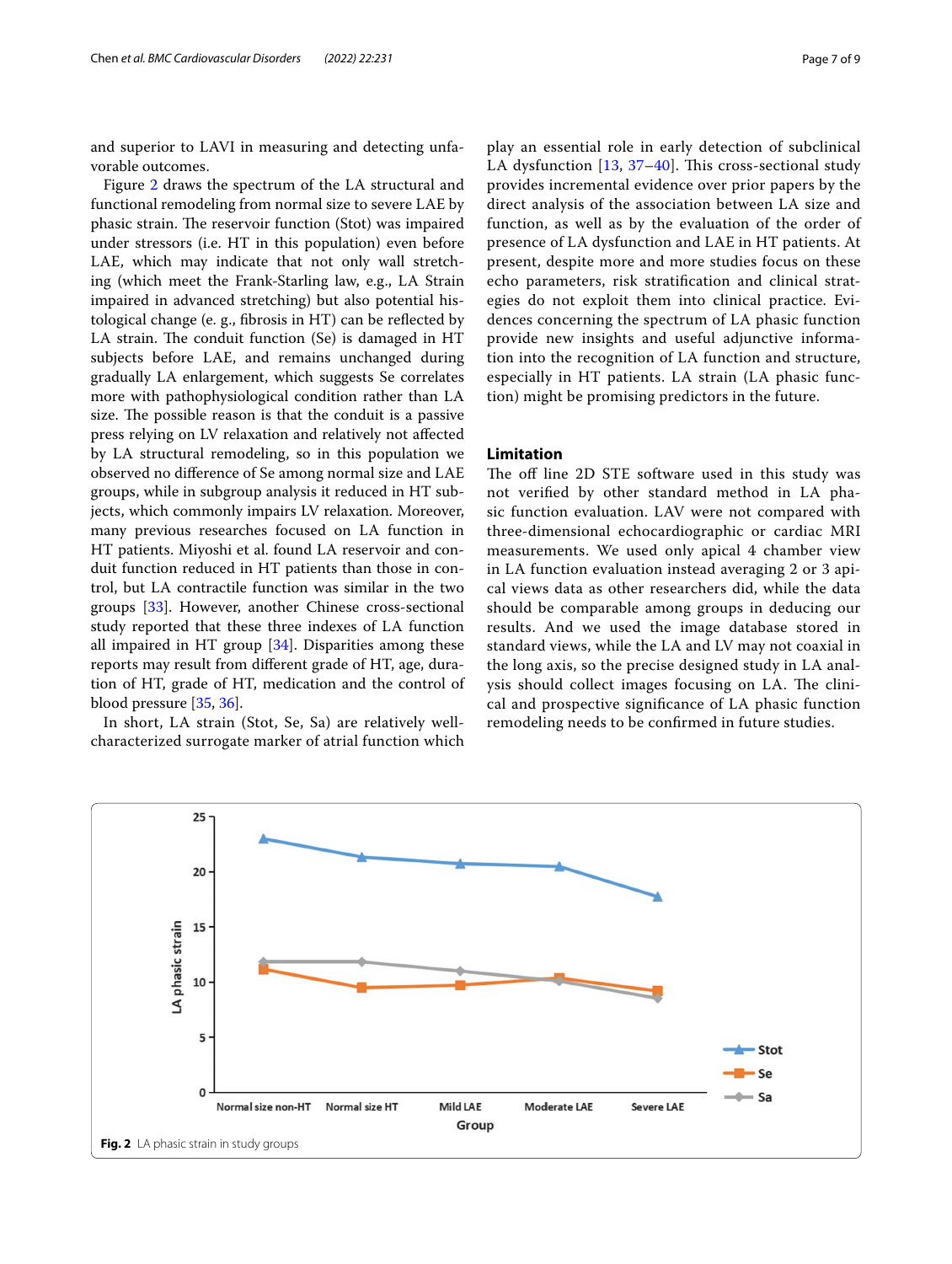and superior to LAVI in measuring and detecting unfavorable outcomes.

Figure 2 draws the spectrum of the LA structural and functional remodeling from normal size to severe LAE by phasic strain. The reservoir function (Stot) was impaired under stressors (i.e. HT in this population) even before LAE, which may indicate that not only wall stretching (which meet the Frank-Starling law, e.g., LA Strain impaired in advanced stretching) but also potential histological change (e. g., fibrosis in HT) can be reflected by LA strain. The conduit function (Se) is damaged in HT subjects before LAE, and remains unchanged during gradually LA enlargement, which suggests Se correlates more with pathophysiological condition rather than LA size. The possible reason is that the conduit is a passive press relying on LV relaxation and relatively not affected by LA structural remodeling, so in this population we observed no difference of Se among normal size and LAE groups, while in subgroup analysis it reduced in HT subjects, which commonly impairs LV relaxation. Moreover, many previous researches focused on LA function in HT patients. Miyoshi et al. found LA reservoir and conduit function reduced in HT patients than those in control, but LA contractile function was similar in the two groups [33]. However, another Chinese cross-sectional study reported that these three indexes of LA function all impaired in HT group [34]. Disparities among these reports may result from different grade of HT, age, duration of HT, grade of HT, medication and the control of blood pressure [35, 36].

In short, LA strain (Stot, Se, Sa) are relatively well-characterized surrogate marker of atrial function which play an essential role in early detection of subclinical LA dysfunction [13, 37–40]. This cross-sectional study provides incremental evidence over prior papers by the direct analysis of the association between LA size and function, as well as by the evaluation of the order of presence of LA dysfunction and LAE in HT patients. At present, despite more and more studies focus on these echo parameters, risk stratification and clinical strategies do not exploit them into clinical practice. Evidences concerning the spectrum of LA phasic function provide new insights and useful adjunctive information into the recognition of LA function and structure, especially in HT patients. LA strain (LA phasic function) might be promising predictors in the future.

## Limitation

The off line 2D STE software used in this study was not verified by other standard method in LA phasic function evaluation. LAV were not compared with three-dimensional echocardiographic or cardiac MRI measurements. We used only apical 4 chamber view in LA function evaluation instead averaging 2 or 3 apical views data as other researchers did, while the data should be comparable among groups in deducing our results. And we used the image database stored in standard views, while the LA and LV may not coaxial in the long axis, so the precise designed study in LA analysis should collect images focusing on LA. The clinical and prospective significance of LA phasic function remodeling needs to be confirmed in future studies.

LA phasic strain
25
20
15
10
5
0
Normal size non-HT
Normal size HT
Mild LAE
Moderate LAE
Severe LAE
Group
Stot
Se
Sa

**Fig. 2** LA phasic strain in study groups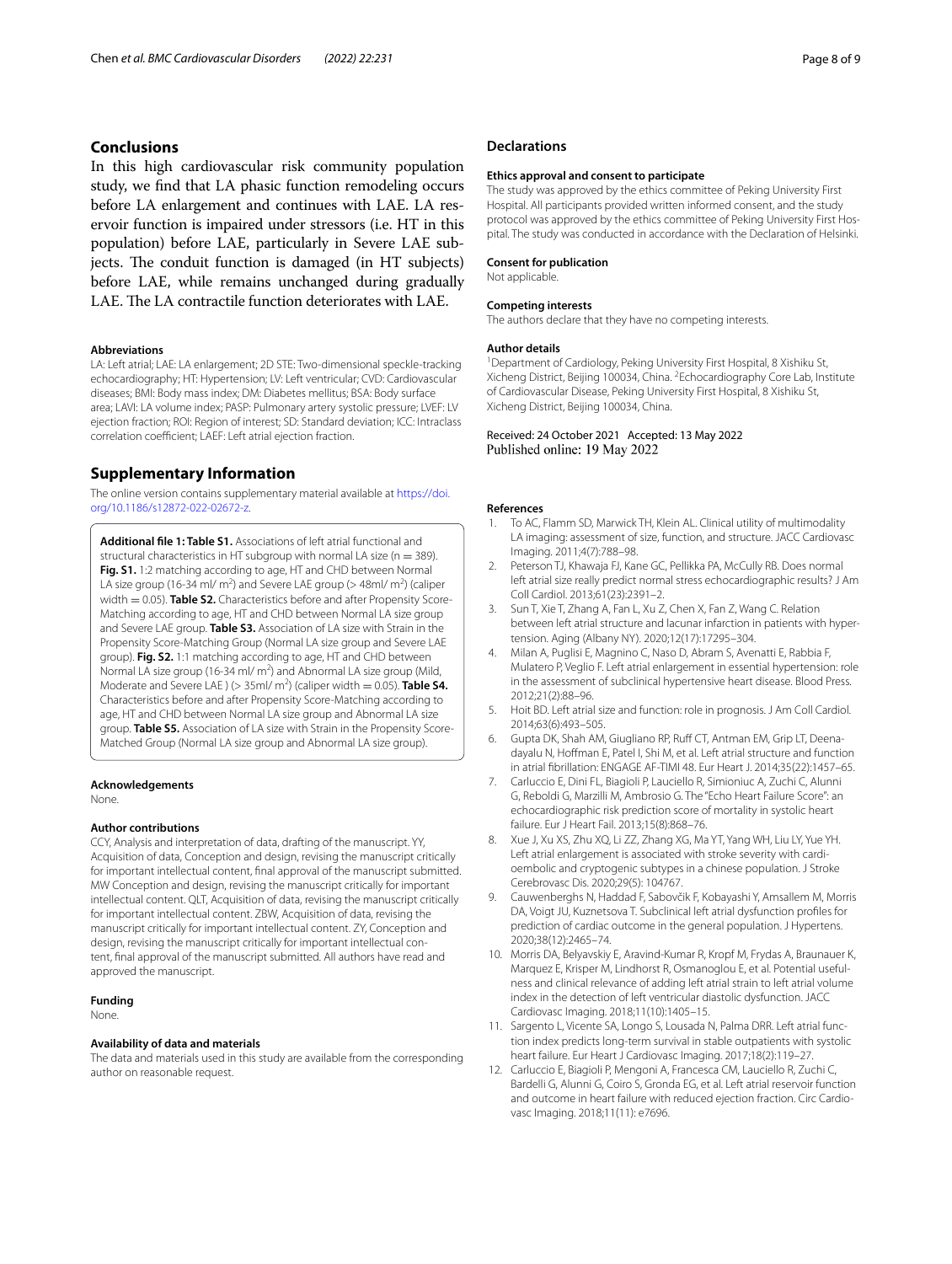## Conclusions

In this high cardiovascular risk community population study, we find that LA phasic function remodeling occurs before LA enlargement and continues with LAE. LA reservoir function is impaired under stressors (i.e. HT in this population) before LAE, particularly in Severe LAE subjects. The conduit function is damaged (in HT subjects) before LAE, while remains unchanged during gradually LAE. The LA contractile function deteriorates with LAE.

#### Abbreviations

LA: Left atrial; LAE: LA enlargement; 2D STE: Two-dimensional speckle-tracking echocardiography; HT: Hypertension; LV: Left ventricular; CVD: Cardiovascular diseases; BMI: Body mass index; DM: Diabetes mellitus; BSA: Body surface area; LAVI: LA volume index; PASP: Pulmonary artery systolic pressure; LVEF: LV ejection fraction; ROI: Region of interest; SD: Standard deviation; ICC: Intraclass correlation coefficient; LAEF: Left atrial ejection fraction.

## Supplementary Information

The online version contains supplementary material available at https://doi.org/10.1186/s12872-022-02672-z.

**Additional file 1: Table S1.** Associations of left atrial functional and structural characteristics in HT subgroup with normal LA size (n = 389). **Fig. S1.** 1:2 matching according to age, HT and CHD between Normal LA size group (16-34 ml/ m$^2$) and Severe LAE group (> 48ml/ m$^2$) (caliper width = 0.05). **Table S2.** Characteristics before and after Propensity Score-Matching according to age, HT and CHD between Normal LA size group and Severe LAE group. **Table S3.** Association of LA size with Strain in the Propensity Score-Matching Group (Normal LA size group and Severe LAE group). **Fig. S2.** 1:1 matching according to age, HT and CHD between Normal LA size group (16-34 ml/ m$^2$) and Abnormal LA size group (Mild, Moderate and Severe LAE ) (> 35ml/ m$^2$) (caliper width = 0.05). **Table S4.** Characteristics before and after Propensity Score-Matching according to age, HT and CHD between Normal LA size group and Abnormal LA size group. **Table S5.** Association of LA size with Strain in the Propensity Score-Matched Group (Normal LA size group and Abnormal LA size group).

#### Acknowledgements

None.

#### Author contributions

CCY, Analysis and interpretation of data, drafting of the manuscript. YY, Acquisition of data, Conception and design, revising the manuscript critically for important intellectual content, final approval of the manuscript submitted. MW Conception and design, revising the manuscript critically for important intellectual content. QLT, Acquisition of data, revising the manuscript critically for important intellectual content. ZBW, Acquisition of data, revising the manuscript critically for important intellectual content. ZY, Conception and design, revising the manuscript critically for important intellectual content, final approval of the manuscript submitted. All authors have read and approved the manuscript.

#### Funding

None.

#### Availability of data and materials

The data and materials used in this study are available from the corresponding author on reasonable request.

## Declarations

#### Ethics approval and consent to participate

The study was approved by the ethics committee of Peking University First Hospital. All participants provided written informed consent, and the study protocol was approved by the ethics committee of Peking University First Hospital. The study was conducted in accordance with the Declaration of Helsinki.

#### Consent for publication

Not applicable.

#### Competing interests

The authors declare that they have no competing interests.

#### Author details

[1]Department of Cardiology, Peking University First Hospital, 8 Xishiku St, Xicheng District, Beijing 100034, China. [2]Echocardiography Core Lab, Institute of Cardiovascular Disease, Peking University First Hospital, 8 Xishiku St, Xicheng District, Beijing 100034, China.

Received: 24 October 2021 Accepted: 13 May 2022
Published online: 19 May 2022

#### References

1. To AC, Flamm SD, Marwick TH, Klein AL. Clinical utility of multimodality LA imaging: assessment of size, function, and structure. JACC Cardiovasc Imaging. 2011;4(7):788–98.
2. Peterson TJ, Khawaja FJ, Kane GC, Pellikka PA, McCully RB. Does normal left atrial size really predict normal stress echocardiographic results? J Am Coll Cardiol. 2013;61(23):2391–2.
3. Sun T, Xie T, Zhang A, Fan L, Xu Z, Chen X, Fan Z, Wang C. Relation between left atrial structure and lacunar infarction in patients with hypertension. Aging (Albany NY). 2020;12(17):17295–304.
4. Milan A, Puglisi E, Magnino C, Naso D, Abram S, Avenatti E, Rabbia F, Mulatero P, Veglio F. Left atrial enlargement in essential hypertension: role in the assessment of subclinical hypertensive heart disease. Blood Press. 2012;21(2):88–96.
5. Hoit BD. Left atrial size and function: role in prognosis. J Am Coll Cardiol. 2014;63(6):493–505.
6. Gupta DK, Shah AM, Giugliano RP, Ruff CT, Antman EM, Grip LT, Deenadayalu N, Hoffman E, Patel I, Shi M, et al. Left atrial structure and function in atrial fibrillation: ENGAGE AF-TIMI 48. Eur Heart J. 2014;35(22):1457–65.
7. Carluccio E, Dini FL, Biagioli P, Lauciello R, Simioniuc A, Zuchi C, Alunni G, Reboldi G, Marzilli M, Ambrosio G. The "Echo Heart Failure Score": an echocardiographic risk prediction score of mortality in systolic heart failure. Eur J Heart Fail. 2013;15(8):868–76.
8. Xue J, Xu XS, Zhu XQ, Li ZZ, Zhang XG, Ma YT, Yang WH, Liu LY, Yue YH. Left atrial enlargement is associated with stroke severity with cardioembolic and cryptogenic subtypes in a chinese population. J Stroke Cerebrovasc Dis. 2020;29(5): 104767.
9. Cauwenberghs N, Haddad F, Sabovčik F, Kobayashi Y, Amsallem M, Morris DA, Voigt JU, Kuznetsova T. Subclinical left atrial dysfunction profiles for prediction of cardiac outcome in the general population. J Hypertens. 2020;38(12):2465–74.
10. Morris DA, Belyavskiy E, Aravind-Kumar R, Kropf M, Frydas A, Braunauer K, Marquez E, Krisper M, Lindhorst R, Osmanoglou E, et al. Potential usefulness and clinical relevance of adding left atrial strain to left atrial volume index in the detection of left ventricular diastolic dysfunction. JACC Cardiovasc Imaging. 2018;11(10):1405–15.
11. Sargento L, Vicente SA, Longo S, Lousada N, Palma DRR. Left atrial function index predicts long-term survival in stable outpatients with systolic heart failure. Eur Heart J Cardiovasc Imaging. 2017;18(2):119–27.
12. Carluccio E, Biagioli P, Mengoni A, Francesca CM, Lauciello R, Zuchi C, Bardelli G, Alunni G, Coiro S, Gronda EG, et al. Left atrial reservoir function and outcome in heart failure with reduced ejection fraction. Circ Cardiovasc Imaging. 2018;11(11): e7696.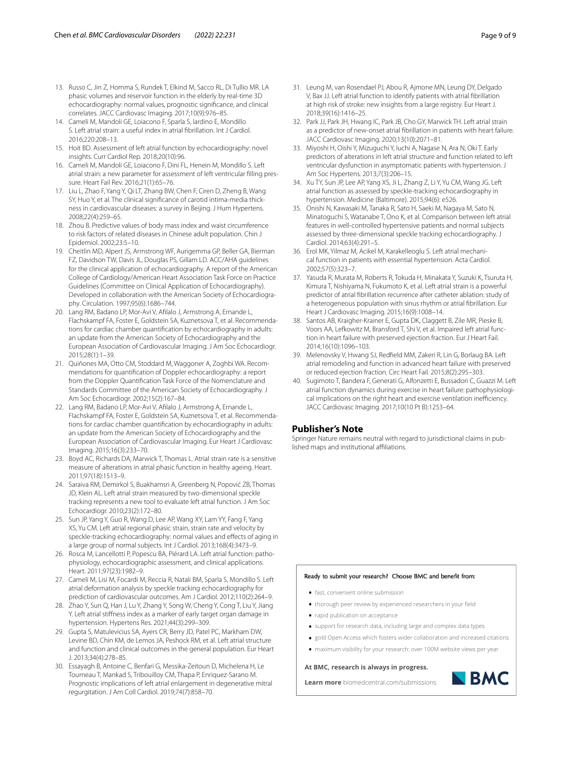13. Russo C, Jin Z, Homma S, Rundek T, Elkind M, Sacco RL, Di Tullio MR. LA phasic volumes and reservoir function in the elderly by real-time 3D echocardiography: normal values, prognostic significance, and clinical correlates. JACC Cardiovasc Imaging. 2017;10(9):976–85.
14. Cameli M, Mandoli GE, Loiacono F, Sparla S, Iardino E, Mondillo S. Left atrial strain: a useful index in atrial fibrillation. Int J Cardiol. 2016;220:208–13.
15. Hoit BD. Assessment of left atrial function by echocardiography: novel insights. Curr Cardiol Rep. 2018;20(10):96.
16. Cameli M, Mandoli GE, Loiacono F, Dini FL, Henein M, Mondillo S. Left atrial strain: a new parameter for assessment of left ventricular filling pressure. Heart Fail Rev. 2016;21(1):65–76.
17. Liu L, Zhao F, Yang Y, Qi LT, Zhang BW, Chen F, Ciren D, Zheng B, Wang SY, Huo Y, et al. The clinical significance of carotid intima-media thickness in cardiovascular diseases: a survey in Beijing. J Hum Hypertens. 2008;22(4):259–65.
18. Zhou B. Predictive values of body mass index and waist circumference to risk factors of related diseases in Chinese adult population. Chin J Epidemiol. 2002;23:5–10.
19. Cheitlin MD, Alpert JS, Armstrong WF, Aurigemma GP, Beller GA, Bierman FZ, Davidson TW, Davis JL, Douglas PS, Gillam LD. ACC/AHA guidelines for the clinical application of echocardiography. A report of the American College of Cardiology/American Heart Association Task Force on Practice Guidelines (Committee on Clinical Application of Echocardiography). Developed in collaboration with the American Society of Echocardiography. Circulation. 1997;95(6):1686–744.
20. Lang RM, Badano LP, Mor-Avi V, Afilalo J, Armstrong A, Ernande L, Flachskampf FA, Foster E, Goldstein SA, Kuznetsova T, et al. Recommendations for cardiac chamber quantification by echocardiography in adults: an update from the American Society of Echocardiography and the European Association of Cardiovascular Imaging. J Am Soc Echocardiogr. 2015;28(1):1–39.
21. Quiñones MA, Otto CM, Stoddard M, Waggoner A, Zoghbi WA. Recommendations for quantification of Doppler echocardiography: a report from the Doppler Quantification Task Force of the Nomenclature and Standards Committee of the American Society of Echocardiography. J Am Soc Echocardiogr. 2002;15(2):167–84.
22. Lang RM, Badano LP, Mor-Avi V, Afilalo J, Armstrong A, Ernande L, Flachskampf FA, Foster E, Goldstein SA, Kuznetsova T, et al. Recommendations for cardiac chamber quantification by echocardiography in adults: an update from the American Society of Echocardiography and the European Association of Cardiovascular Imaging. Eur Heart J Cardiovasc Imaging. 2015;16(3):233–70.
23. Boyd AC, Richards DA, Marwick T, Thomas L. Atrial strain rate is a sensitive measure of alterations in atrial phasic function in healthy ageing. Heart. 2011;97(18):1513–9.
24. Saraiva RM, Demirkol S, Buakhamsri A, Greenberg N, Popović ZB, Thomas JD, Klein AL. Left atrial strain measured by two-dimensional speckle tracking represents a new tool to evaluate left atrial function. J Am Soc Echocardiogr. 2010;23(2):172–80.
25. Sun JP, Yang Y, Guo R, Wang D, Lee AP, Wang XY, Lam YY, Fang F, Yang XS, Yu CM. Left atrial regional phasic strain, strain rate and velocity by speckle-tracking echocardiography: normal values and effects of aging in a large group of normal subjects. Int J Cardiol. 2013;168(4):3473–9.
26. Rosca M, Lancellotti P, Popescu BA, Piérard LA. Left atrial function: pathophysiology, echocardiographic assessment, and clinical applications. Heart. 2011;97(23):1982–9.
27. Cameli M, Lisi M, Focardi M, Reccia R, Natali BM, Sparla S, Mondillo S. Left atrial deformation analysis by speckle tracking echocardiography for prediction of cardiovascular outcomes. Am J Cardiol. 2012;110(2):264–9.
28. Zhao Y, Sun Q, Han J, Lu Y, Zhang Y, Song W, Cheng Y, Cong T, Liu Y, Jiang Y. Left atrial stiffness index as a marker of early target organ damage in hypertension. Hypertens Res. 2021;44(3):299–309.
29. Gupta S, Matulevicius SA, Ayers CR, Berry JD, Patel PC, Markham DW, Levine BD, Chin KM, de Lemos JA, Peshock RM, et al. Left atrial structure and function and clinical outcomes in the general population. Eur Heart J. 2013;34(4):278–85.
30. Essayagh B, Antoine C, Benfari G, Messika-Zeitoun D, Michelena H, Le Tourneau T, Mankad S, Tribouilloy CM, Thapa P, Enriquez-Sarano M. Prognostic implications of left atrial enlargement in degenerative mitral regurgitation. J Am Coll Cardiol. 2019;74(7):858–70.
31. Leung M, van Rosendael PJ, Abou R, Ajmone MN, Leung DY, Delgado V, Bax JJ. Left atrial function to identify patients with atrial fibrillation at high risk of stroke: new insights from a large registry. Eur Heart J. 2018;39(16):1416–25.
32. Park JJ, Park JH, Hwang IC, Park JB, Cho GY, Marwick TH. Left atrial strain as a predictor of new-onset atrial fibrillation in patients with heart failure. JACC Cardiovasc Imaging. 2020;13(10):2071–81.
33. Miyoshi H, Oishi Y, Mizuguchi Y, Iuchi A, Nagase N, Ara N, Oki T. Early predictors of alterations in left atrial structure and function related to left ventricular dysfunction in asymptomatic patients with hypertension. J Am Soc Hypertens. 2013;7(3):206–15.
34. Xu TY, Sun JP, Lee AP, Yang XS, Ji L, Zhang Z, Li Y, Yu CM, Wang JG. Left atrial function as assessed by speckle-tracking echocardiography in hypertension. Medicine (Baltimore). 2015;94(6): e526.
35. Onishi N, Kawasaki M, Tanaka R, Sato H, Saeki M, Nagaya M, Sato N, Minatoguchi S, Watanabe T, Ono K, et al. Comparison between left atrial features in well-controlled hypertensive patients and normal subjects assessed by three-dimensional speckle tracking echocardiography. J Cardiol. 2014;63(4):291–5.
36. Erol MK, Yilmaz M, Acikel M, Karakelleoglu S. Left atrial mechanical function in patients with essential hypertension. Acta Cardiol. 2002;57(5):323–7.
37. Yasuda R, Murata M, Roberts R, Tokuda H, Minakata Y, Suzuki K, Tsuruta H, Kimura T, Nishiyama N, Fukumoto K, et al. Left atrial strain is a powerful predictor of atrial fibrillation recurrence after catheter ablation: study of a heterogeneous population with sinus rhythm or atrial fibrillation. Eur Heart J Cardiovasc Imaging. 2015;16(9):1008–14.
38. Santos AB, Kraigher-Krainer E, Gupta DK, Claggett B, Zile MR, Pieske B, Voors AA, Lefkowitz M, Bransford T, Shi V, et al. Impaired left atrial function in heart failure with preserved ejection fraction. Eur J Heart Fail. 2014;16(10):1096–103.
39. Melenovsky V, Hwang SJ, Redfield MM, Zakeri R, Lin G, Borlaug BA. Left atrial remodeling and function in advanced heart failure with preserved or reduced ejection fraction. Circ Heart Fail. 2015;8(2):295–303.
40. Sugimoto T, Bandera F, Generati G, Alfonzetti E, Bussadori C, Guazzi M. Left atrial function dynamics during exercise in heart failure: pathophysiological implications on the right heart and exercise ventilation inefficiency. JACC Cardiovasc Imaging. 2017;10(10 Pt B):1253–64.

## Publisher's Note

Springer Nature remains neutral with regard to jurisdictional claims in published maps and institutional affiliations.

Ready to submit your research? Choose BMC and benefit from:

- fast, convenient online submission
- thorough peer review by experienced researchers in your field
- rapid publication on acceptance
- support for research data, including large and complex data types
- gold Open Access which fosters wider collaboration and increased citations
- maximum visibility for your research: over 100M website views per year

**At BMC, research is always in progress.**

**Learn more** biomedcentral.com/submissions

BMC